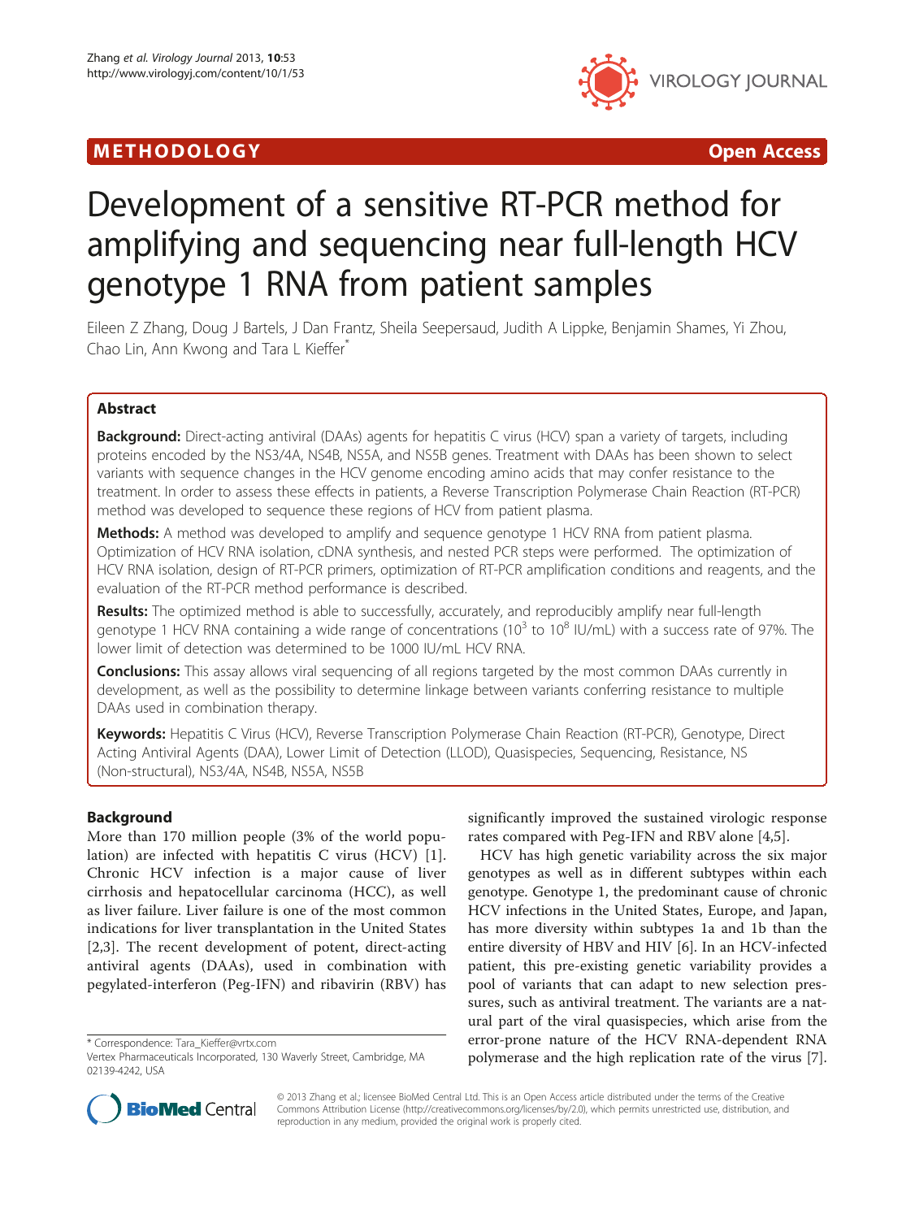METHODOLOGY **Open Access**

# Development of a sensitive RT-PCR method for amplifying and sequencing near full-length HCV genotype 1 RNA from patient samples

Eileen Z Zhang, Doug J Bartels, J Dan Frantz, Sheila Seepersaud, Judith A Lippke, Benjamin Shames, Yi Zhou, Chao Lin, Ann Kwong and Tara L Kieffer*

## Abstract

**Background:** Direct-acting antiviral (DAAs) agents for hepatitis C virus (HCV) span a variety of targets, including proteins encoded by the NS3/4A, NS4B, NS5A, and NS5B genes. Treatment with DAAs has been shown to select variants with sequence changes in the HCV genome encoding amino acids that may confer resistance to the treatment. In order to assess these effects in patients, a Reverse Transcription Polymerase Chain Reaction (RT-PCR) method was developed to sequence these regions of HCV from patient plasma.

**Methods:** A method was developed to amplify and sequence genotype 1 HCV RNA from patient plasma. Optimization of HCV RNA isolation, cDNA synthesis, and nested PCR steps were performed. The optimization of HCV RNA isolation, design of RT-PCR primers, optimization of RT-PCR amplification conditions and reagents, and the evaluation of the RT-PCR method performance is described.

**Results:** The optimized method is able to successfully, accurately, and reproducibly amplify near full-length genotype 1 HCV RNA containing a wide range of concentrations ($10^3$ to $10^8$ IU/mL) with a success rate of 97%. The lower limit of detection was determined to be 1000 IU/mL HCV RNA.

**Conclusions:** This assay allows viral sequencing of all regions targeted by the most common DAAs currently in development, as well as the possibility to determine linkage between variants conferring resistance to multiple DAAs used in combination therapy.

**Keywords:** Hepatitis C Virus (HCV), Reverse Transcription Polymerase Chain Reaction (RT-PCR), Genotype, Direct Acting Antiviral Agents (DAA), Lower Limit of Detection (LLOD), Quasispecies, Sequencing, Resistance, NS (Non-structural), NS3/4A, NS4B, NS5A, NS5B

## Background

More than 170 million people (3% of the world population) are infected with hepatitis C virus (HCV) [1]. Chronic HCV infection is a major cause of liver cirrhosis and hepatocellular carcinoma (HCC), as well as liver failure. Liver failure is one of the most common indications for liver transplantation in the United States [2,3]. The recent development of potent, direct-acting antiviral agents (DAAs), used in combination with pegylated-interferon (Peg-IFN) and ribavirin (RBV) has significantly improved the sustained virologic response rates compared with Peg-IFN and RBV alone [4,5].

HCV has high genetic variability across the six major genotypes as well as in different subtypes within each genotype. Genotype 1, the predominant cause of chronic HCV infections in the United States, Europe, and Japan, has more diversity within subtypes 1a and 1b than the entire diversity of HBV and HIV [6]. In an HCV-infected patient, this pre-existing genetic variability provides a pool of variants that can adapt to new selection pressures, such as antiviral treatment. The variants are a natural part of the viral quasispecies, which arise from the error-prone nature of the HCV RNA-dependent RNA polymerase and the high replication rate of the virus [7].

\* Correspondence: Tara_Kieffer@vrtx.com
Vertex Pharmaceuticals Incorporated, 130 Waverly Street, Cambridge, MA 02139-4242, USA

© 2013 Zhang et al.; licensee BioMed Central Ltd. This is an Open Access article distributed under the terms of the Creative Commons Attribution License (http://creativecommons.org/licenses/by/2.0), which permits unrestricted use, distribution, and reproduction in any medium, provided the original work is properly cited.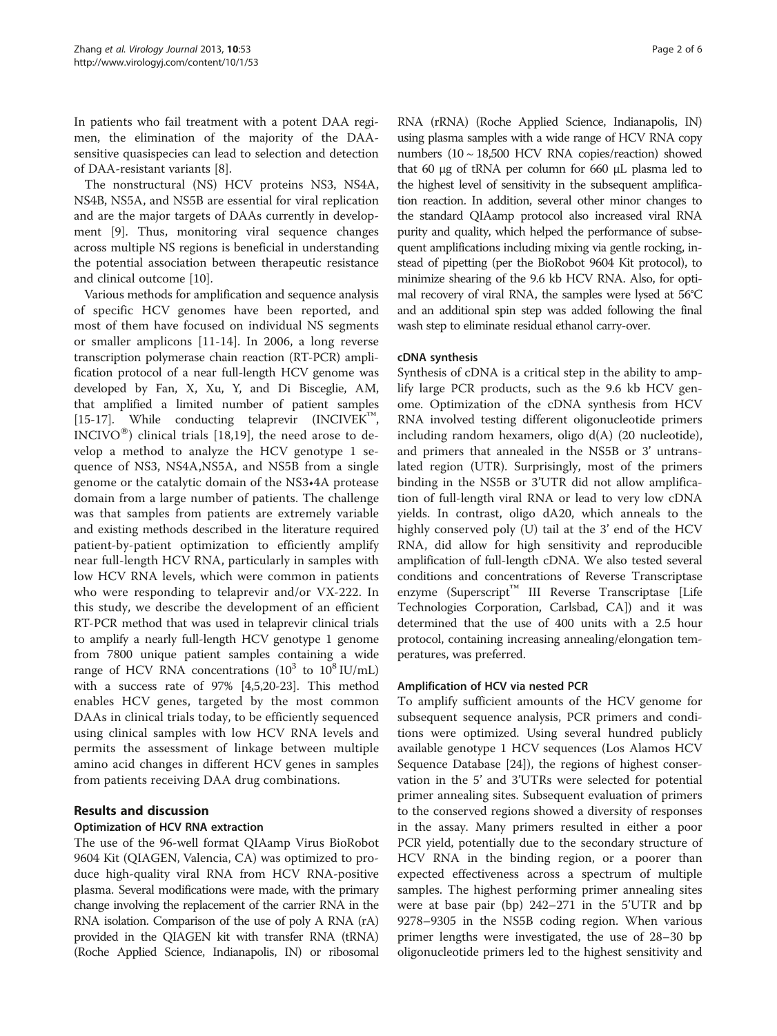In patients who fail treatment with a potent DAA regimen, the elimination of the majority of the DAA-sensitive quasispecies can lead to selection and detection of DAA-resistant variants [8].

The nonstructural (NS) HCV proteins NS3, NS4A, NS4B, NS5A, and NS5B are essential for viral replication and are the major targets of DAAs currently in development [9]. Thus, monitoring viral sequence changes across multiple NS regions is beneficial in understanding the potential association between therapeutic resistance and clinical outcome [10].

Various methods for amplification and sequence analysis of specific HCV genomes have been reported, and most of them have focused on individual NS segments or smaller amplicons [11-14]. In 2006, a long reverse transcription polymerase chain reaction (RT-PCR) amplification protocol of a near full-length HCV genome was developed by Fan, X, Xu, Y, and Di Bisceglie, AM, that amplified a limited number of patient samples [15-17]. While conducting telaprevir (INCIVEK™, INCIVO®) clinical trials [18,19], the need arose to develop a method to analyze the HCV genotype 1 sequence of NS3, NS4A,NS5A, and NS5B from a single genome or the catalytic domain of the NS3•4A protease domain from a large number of patients. The challenge was that samples from patients are extremely variable and existing methods described in the literature required patient-by-patient optimization to efficiently amplify near full-length HCV RNA, particularly in samples with low HCV RNA levels, which were common in patients who were responding to telaprevir and/or VX-222. In this study, we describe the development of an efficient RT-PCR method that was used in telaprevir clinical trials to amplify a nearly full-length HCV genotype 1 genome from 7800 unique patient samples containing a wide range of HCV RNA concentrations ($10^3$ to $10^8$ IU/mL) with a success rate of 97% [4,5,20-23]. This method enables HCV genes, targeted by the most common DAAs in clinical trials today, to be efficiently sequenced using clinical samples with low HCV RNA levels and permits the assessment of linkage between multiple amino acid changes in different HCV genes in samples from patients receiving DAA drug combinations.

## Results and discussion

### Optimization of HCV RNA extraction

The use of the 96-well format QIAamp Virus BioRobot 9604 Kit (QIAGEN, Valencia, CA) was optimized to produce high-quality viral RNA from HCV RNA-positive plasma. Several modifications were made, with the primary change involving the replacement of the carrier RNA in the RNA isolation. Comparison of the use of poly A RNA (rA) provided in the QIAGEN kit with transfer RNA (tRNA) (Roche Applied Science, Indianapolis, IN) or ribosomal RNA (rRNA) (Roche Applied Science, Indianapolis, IN) using plasma samples with a wide range of HCV RNA copy numbers (10 ~ 18,500 HCV RNA copies/reaction) showed that 60 μg of tRNA per column for 660 μL plasma led to the highest level of sensitivity in the subsequent amplification reaction. In addition, several other minor changes to the standard QIAamp protocol also increased viral RNA purity and quality, which helped the performance of subsequent amplifications including mixing via gentle rocking, instead of pipetting (per the BioRobot 9604 Kit protocol), to minimize shearing of the 9.6 kb HCV RNA. Also, for optimal recovery of viral RNA, the samples were lysed at 56°C and an additional spin step was added following the final wash step to eliminate residual ethanol carry-over.

### cDNA synthesis

Synthesis of cDNA is a critical step in the ability to amplify large PCR products, such as the 9.6 kb HCV genome. Optimization of the cDNA synthesis from HCV RNA involved testing different oligonucleotide primers including random hexamers, oligo d(A) (20 nucleotide), and primers that annealed in the NS5B or 3' untranslated region (UTR). Surprisingly, most of the primers binding in the NS5B or 3'UTR did not allow amplification of full-length viral RNA or lead to very low cDNA yields. In contrast, oligo dA20, which anneals to the highly conserved poly (U) tail at the 3' end of the HCV RNA, did allow for high sensitivity and reproducible amplification of full-length cDNA. We also tested several conditions and concentrations of Reverse Transcriptase enzyme (Superscript™ III Reverse Transcriptase [Life Technologies Corporation, Carlsbad, CA]) and it was determined that the use of 400 units with a 2.5 hour protocol, containing increasing annealing/elongation temperatures, was preferred.

### Amplification of HCV via nested PCR

To amplify sufficient amounts of the HCV genome for subsequent sequence analysis, PCR primers and conditions were optimized. Using several hundred publicly available genotype 1 HCV sequences (Los Alamos HCV Sequence Database [24]), the regions of highest conservation in the 5' and 3'UTRs were selected for potential primer annealing sites. Subsequent evaluation of primers to the conserved regions showed a diversity of responses in the assay. Many primers resulted in either a poor PCR yield, potentially due to the secondary structure of HCV RNA in the binding region, or a poorer than expected effectiveness across a spectrum of multiple samples. The highest performing primer annealing sites were at base pair (bp) 242–271 in the 5'UTR and bp 9278–9305 in the NS5B coding region. When various primer lengths were investigated, the use of 28–30 bp oligonucleotide primers led to the highest sensitivity and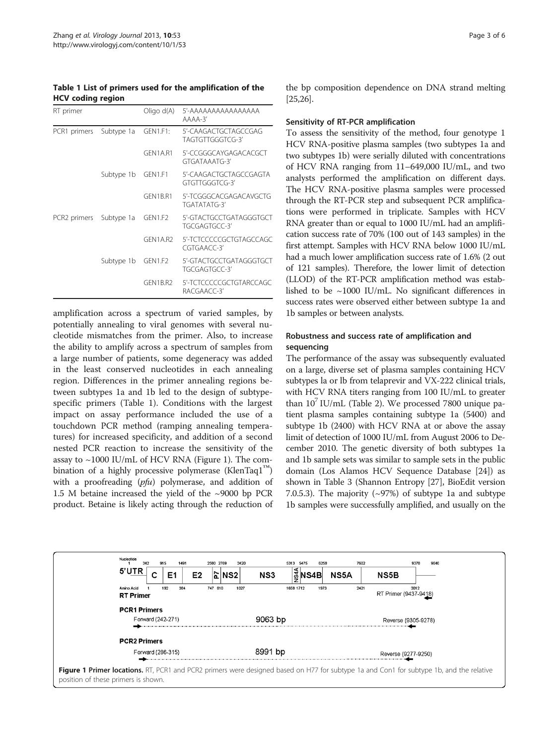**Table 1 List of primers used for the amplification of the HCV coding region**

| RT primer | | Oligo d(A) | 5'-AAAAAAAAAAAAAAAAAAAA-3' |
|---|---|---|---|
| PCR1 primers | Subtype 1a | GEN1.F1: | 5'-CAAGACTGCTAGCCGAGTAGTGTTGGGTCG-3' |
| | | GEN1A.R1 | 5'-CCGGGCAYGAGACACGCTGTGATAAATG-3' |
| | Subtype 1b | GEN1.F1 | 5'-CAAGACTGCTAGCCGAGTAGTGTTGGGTCG-3' |
| | | GEN1B.R1 | 5'-TCGGGCACGAGACAVGCTGTGATATATG-3' |
| PCR2 primers | Subtype 1a | GEN1.F2 | 5'-GTACTGCCTGATAGGGTGCTTGCGAGTGCC-3' |
| | | GEN1A.R2 | 5'-TCTCCCCCGCTGTAGCCAGCCGTGAACC-3' |
| | Subtype 1b | GEN1.F2 | 5'-GTACTGCCTGATAGGGTGCTTGCGAGTGCC-3' |
| | | GEN1B.R2 | 5'-TCTCCCCCGCTGTARCCAGCRACGAACC-3' |

amplification across a spectrum of varied samples, by potentially annealing to viral genomes with several nucleotide mismatches from the primer. Also, to increase the ability to amplify across a spectrum of samples from a large number of patients, some degeneracy was added in the least conserved nucleotides in each annealing region. Differences in the primer annealing regions between subtypes 1a and 1b led to the design of subtype-specific primers (Table 1). Conditions with the largest impact on assay performance included the use of a touchdown PCR method (ramping annealing temperatures) for increased specificity, and addition of a second nested PCR reaction to increase the sensitivity of the assay to ~1000 IU/mL of HCV RNA (Figure 1). The combination of a highly processive polymerase (KlenTaq1™) with a proofreading (*pfu*) polymerase, and addition of 1.5 M betaine increased the yield of the ~9000 bp PCR product. Betaine is likely acting through the reduction of the bp composition dependence on DNA strand melting [25,26].

### Sensitivity of RT-PCR amplification

To assess the sensitivity of the method, four genotype 1 HCV RNA-positive plasma samples (two subtypes 1a and two subtypes 1b) were serially diluted with concentrations of HCV RNA ranging from 11–649,000 IU/mL, and two analysts performed the amplification on different days. The HCV RNA-positive plasma samples were processed through the RT-PCR step and subsequent PCR amplifications were performed in triplicate. Samples with HCV RNA greater than or equal to 1000 IU/mL had an amplification success rate of 70% (100 out of 143 samples) in the first attempt. Samples with HCV RNA below 1000 IU/mL had a much lower amplification success rate of 1.6% (2 out of 121 samples). Therefore, the lower limit of detection (LLOD) of the RT-PCR amplification method was established to be ~1000 IU/mL. No significant differences in success rates were observed either between subtype 1a and 1b samples or between analysts.

### Robustness and success rate of amplification and sequencing

The performance of the assay was subsequently evaluated on a large, diverse set of plasma samples containing HCV subtypes la or lb from telaprevir and VX-222 clinical trials, with HCV RNA titers ranging from 100 IU/mL to greater than $10^7$ IU/mL (Table 2). We processed 7800 unique patient plasma samples containing subtype 1a (5400) and subtype 1b (2400) with HCV RNA at or above the assay limit of detection of 1000 IU/mL from August 2006 to December 2010. The genetic diversity of both subtypes 1a and 1b sample sets was similar to sample sets in the public domain (Los Alamos HCV Sequence Database [24]) as shown in Table 3 (Shannon Entropy [27], BioEdit version 7.0.5.3). The majority (~97%) of subtype 1a and subtype 1b samples were successfully amplified, and usually on the

**Figure 1 Primer locations.** RT, PCR1 and PCR2 primers were designed based on H77 for subtype 1a and Con1 for subtype 1b, and the relative position of these primers is shown.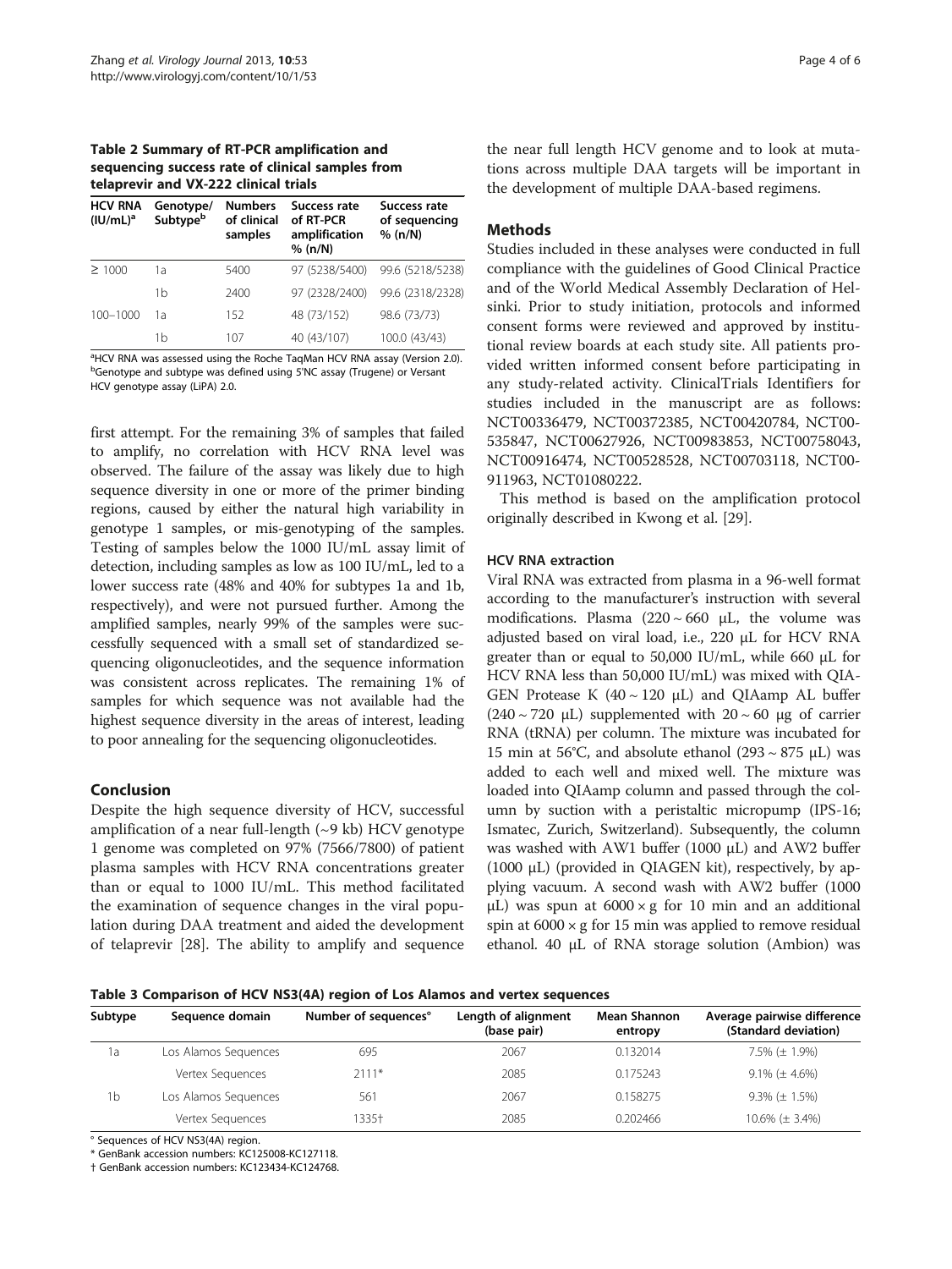**Table 2 Summary of RT-PCR amplification and sequencing success rate of clinical samples from telaprevir and VX-222 clinical trials**

| HCV RNA (IU/mL)[a] | Genotype/ Subtype[b] | Numbers of clinical samples | Success rate of RT-PCR amplification % (n/N) | Success rate of sequencing % (n/N) |
|---|---|---|---|---|
| ≥ 1000 | 1a | 5400 | 97 (5238/5400) | 99.6 (5218/5238) |
| | 1b | 2400 | 97 (2328/2400) | 99.6 (2318/2328) |
| 100–1000 | 1a | 152 | 48 (73/152) | 98.6 (73/73) |
| | 1b | 107 | 40 (43/107) | 100.0 (43/43) |

[a]HCV RNA was assessed using the Roche TaqMan HCV RNA assay (Version 2.0).
[b]Genotype and subtype was defined using 5'NC assay (Trugene) or Versant HCV genotype assay (LiPA) 2.0.

first attempt. For the remaining 3% of samples that failed to amplify, no correlation with HCV RNA level was observed. The failure of the assay was likely due to high sequence diversity in one or more of the primer binding regions, caused by either the natural high variability in genotype 1 samples, or mis-genotyping of the samples. Testing of samples below the 1000 IU/mL assay limit of detection, including samples as low as 100 IU/mL, led to a lower success rate (48% and 40% for subtypes 1a and 1b, respectively), and were not pursued further. Among the amplified samples, nearly 99% of the samples were successfully sequenced with a small set of standardized sequencing oligonucleotides, and the sequence information was consistent across replicates. The remaining 1% of samples for which sequence was not available had the highest sequence diversity in the areas of interest, leading to poor annealing for the sequencing oligonucleotides.

## Conclusion

Despite the high sequence diversity of HCV, successful amplification of a near full-length (~9 kb) HCV genotype 1 genome was completed on 97% (7566/7800) of patient plasma samples with HCV RNA concentrations greater than or equal to 1000 IU/mL. This method facilitated the examination of sequence changes in the viral population during DAA treatment and aided the development of telaprevir [28]. The ability to amplify and sequence the near full length HCV genome and to look at mutations across multiple DAA targets will be important in the development of multiple DAA-based regimens.

## Methods

Studies included in these analyses were conducted in full compliance with the guidelines of Good Clinical Practice and of the World Medical Assembly Declaration of Helsinki. Prior to study initiation, protocols and informed consent forms were reviewed and approved by institutional review boards at each study site. All patients provided written informed consent before participating in any study-related activity. ClinicalTrials Identifiers for studies included in the manuscript are as follows: NCT00336479, NCT00372385, NCT00420784, NCT00535847, NCT00627926, NCT00983853, NCT00758043, NCT00916474, NCT00528528, NCT00703118, NCT00911963, NCT01080222.

This method is based on the amplification protocol originally described in Kwong et al. [29].

### HCV RNA extraction

Viral RNA was extracted from plasma in a 96-well format according to the manufacturer's instruction with several modifications. Plasma (220 ~ 660 μL, the volume was adjusted based on viral load, i.e., 220 μL for HCV RNA greater than or equal to 50,000 IU/mL, while 660 μL for HCV RNA less than 50,000 IU/mL) was mixed with QIAGEN Protease K (40 ~ 120 μL) and QIAamp AL buffer (240 ~ 720 μL) supplemented with 20 ~ 60 μg of carrier RNA (tRNA) per column. The mixture was incubated for 15 min at 56°C, and absolute ethanol (293 ~ 875 μL) was added to each well and mixed well. The mixture was loaded into QIAamp column and passed through the column by suction with a peristaltic micropump (IPS-16; Ismatec, Zurich, Switzerland). Subsequently, the column was washed with AW1 buffer (1000 μL) and AW2 buffer (1000 μL) (provided in QIAGEN kit), respectively, by applying vacuum. A second wash with AW2 buffer (1000 μL) was spun at 6000 × g for 10 min and an additional spin at 6000 × g for 15 min was applied to remove residual ethanol. 40 μL of RNA storage solution (Ambion) was

**Table 3 Comparison of HCV NS3(4A) region of Los Alamos and vertex sequences**

| Subtype | Sequence domain | Number of sequences° | Length of alignment (base pair) | Mean Shannon entropy | Average pairwise difference (Standard deviation) |
|---|---|---|---|---|---|
| 1a | Los Alamos Sequences | 695 | 2067 | 0.132014 | 7.5% (± 1.9%) |
| | Vertex Sequences | 2111* | 2085 | 0.175243 | 9.1% (± 4.6%) |
| 1b | Los Alamos Sequences | 561 | 2067 | 0.158275 | 9.3% (± 1.5%) |
| | Vertex Sequences | 1335† | 2085 | 0.202466 | 10.6% (± 3.4%) |

° Sequences of HCV NS3(4A) region.
* GenBank accession numbers: KC125008-KC127118.
† GenBank accession numbers: KC123434-KC124768.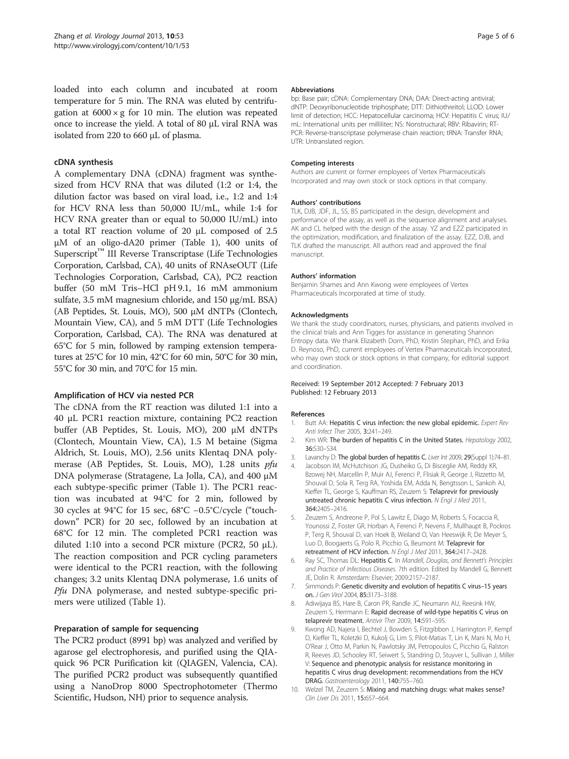loaded into each column and incubated at room temperature for 5 min. The RNA was eluted by centrifugation at 6000 × g for 10 min. The elution was repeated once to increase the yield. A total of 80 μL viral RNA was isolated from 220 to 660 μL of plasma.

### cDNA synthesis

A complementary DNA (cDNA) fragment was synthesized from HCV RNA that was diluted (1:2 or 1:4, the dilution factor was based on viral load, i.e., 1:2 and 1:4 for HCV RNA less than 50,000 IU/mL, while 1:4 for HCV RNA greater than or equal to 50,000 IU/mL) into a total RT reaction volume of 20 μL composed of 2.5 μM of an oligo-dA20 primer (Table 1), 400 units of Superscript™ III Reverse Transcriptase (Life Technologies Corporation, Carlsbad, CA), 40 units of RNAseOUT (Life Technologies Corporation, Carlsbad, CA), PC2 reaction buffer (50 mM Tris–HCl pH 9.1, 16 mM ammonium sulfate, 3.5 mM magnesium chloride, and 150 μg/mL BSA) (AB Peptides, St. Louis, MO), 500 μM dNTPs (Clontech, Mountain View, CA), and 5 mM DTT (Life Technologies Corporation, Carlsbad, CA). The RNA was denatured at 65°C for 5 min, followed by ramping extension temperatures at 25°C for 10 min, 42°C for 60 min, 50°C for 30 min, 55°C for 30 min, and 70°C for 15 min.

### Amplification of HCV via nested PCR

The cDNA from the RT reaction was diluted 1:1 into a 40 μL PCR1 reaction mixture, containing PC2 reaction buffer (AB Peptides, St. Louis, MO), 200 μM dNTPs (Clontech, Mountain View, CA), 1.5 M betaine (Sigma Aldrich, St. Louis, MO), 2.56 units Klentaq DNA polymerase (AB Peptides, St. Louis, MO), 1.28 units *pfu* DNA polymerase (Stratagene, La Jolla, CA), and 400 μM each subtype-specific primer (Table 1). The PCR1 reaction was incubated at 94°C for 2 min, followed by 30 cycles at 94°C for 15 sec, 68°C −0.5°C/cycle ("touchdown" PCR) for 20 sec, followed by an incubation at 68°C for 12 min. The completed PCR1 reaction was diluted 1:10 into a second PCR mixture (PCR2, 50 μL). The reaction composition and PCR cycling parameters were identical to the PCR1 reaction, with the following changes; 3.2 units Klentaq DNA polymerase, 1.6 units of *Pfu* DNA polymerase, and nested subtype-specific primers were utilized (Table 1).

### Preparation of sample for sequencing

The PCR2 product (8991 bp) was analyzed and verified by agarose gel electrophoresis, and purified using the QIAquick 96 PCR Purification kit (QIAGEN, Valencia, CA). The purified PCR2 product was subsequently quantified using a NanoDrop 8000 Spectrophotometer (Thermo Scientific, Hudson, NH) prior to sequence analysis.

#### Abbreviations

bp: Base pair; cDNA: Complementary DNA; DAA: Direct-acting antiviral; dNTP: Deoxyribonucleotide triphosphate; DTT: Dithiothreitol; LLOD: Lower limit of detection; HCC: Hepatocellular carcinoma; HCV: Hepatitis C virus; IU/mL: International units per milliliter; NS: Nonstructural; RBV: Ribavirin; RT-PCR: Reverse-transcriptase polymerase chain reaction; tRNA: Transfer RNA; UTR: Untranslated region.

#### Competing interests

Authors are current or former employees of Vertex Pharmaceuticals Incorporated and may own stock or stock options in that company.

#### Authors' contributions

TLK, DJB, JDF, JL, SS, BS participated in the design, development and performance of the assay, as well as the sequence alignment and analyses. AK and CL helped with the design of the assay. YZ and EZZ participated in the optimization, modification, and finalization of the assay. EZZ, DJB, and TLK drafted the manuscript. All authors read and approved the final manuscript.

#### Authors' information

Benjamin Shames and Ann Kwong were employees of Vertex Pharmaceuticals Incorporated at time of study.

#### Acknowledgments

We thank the study coordinators, nurses, physicians, and patients involved in the clinical trials and Ann Tigges for assistance in generating Shannon Entropy data. We thank Elizabeth Dorn, PhD, Kristin Stephan, PhD, and Erika D. Reynoso, PhD, current employees of Vertex Pharmaceuticals Incorporated, who may own stock or stock options in that company, for editorial support and coordination.

Received: 19 September 2012 Accepted: 7 February 2013
Published: 12 February 2013

#### References

1. Butt AA: **Hepatitis C virus infection: the new global epidemic.** *Expert Rev Anti Infect Ther* 2005, **3:**241–249.
2. Kim WR: **The burden of hepatitis C in the United States.** *Hepatology* 2002, **36:**S30–S34.
3. Lavanchy D: **The global burden of hepatitis C.** *Liver Int* 2009, **29**(Suppl 1):74–81.
4. Jacobson IM, McHutchison JG, Dusheiko G, Di Bisceglie AM, Reddy KR, Bzowej NH, Marcellin P, Muir AJ, Ferenci P, Flisiak R, George J, Rizzetto M, Shouval D, Sola R, Terg RA, Yoshida EM, Adda N, Bengtsson L, Sankoh AJ, Kieffer TL, George S, Kauffman RS, Zeuzem S: **Telaprevir for previously untreated chronic hepatitis C virus infection.** *N Engl J Med* 2011, **364:**2405–2416.
5. Zeuzem S, Andreone P, Pol S, Lawitz E, Diago M, Roberts S, Focaccia R, Younossi Z, Foster GR, Horban A, Ferenci P, Nevens F, Mullhaupt B, Pockros P, Terg R, Shouval D, van Hoek B, Weiland O, Van Heeswijk R, De Meyer S, Luo D, Boogaerts G, Polo R, Picchio G, Beumont M: **Telaprevir for retreatment of HCV infection.** *N Engl J Med* 2011, **364:**2417–2428.
6. Ray SC, Thomas DL: **Hepatitis C.** In *Mandell, Douglas, and Bennett's Principles and Practice of Infectious Diseases*. 7th edition. Edited by Mandell G, Bennett JE, Dolin R. Amsterdam: Elsevier; 2009:2157–2187.
7. Simmonds P: **Genetic diversity and evolution of hepatitis C virus–15 years on.** *J Gen Virol* 2004, **85:**3173–3188.
8. Adiwijaya BS, Hare B, Caron PR, Randle JC, Neumann AU, Reesink HW, Zeuzem S, Herrmann E: **Rapid decrease of wild-type hepatitis C virus on telaprevir treatment.** *Antivir Ther* 2009, **14:**591–595.
9. Kwong AD, Najera I, Bechtel J, Bowden S, Fitzgibbon J, Harrington P, Kempf D, Kieffer TL, Koletzki D, Kukolj G, Lim S, Pilot-Matias T, Lin K, Mani N, Mo H, O'Rear J, Otto M, Parkin N, Pawlotsky JM, Petropoulos C, Picchio G, Ralston R, Reeves JD, Schooley RT, Seiwert S, Standring D, Stuyver L, Sullivan J, Miller V: **Sequence and phenotypic analysis for resistance monitoring in hepatitis C virus drug development: recommendations from the HCV DRAG.** *Gastroenterology* 2011, **140:**755–760.
10. Welzel TM, Zeuzem S: **Mixing and matching drugs: what makes sense?** *Clin Liver Dis* 2011, **15:**657–664.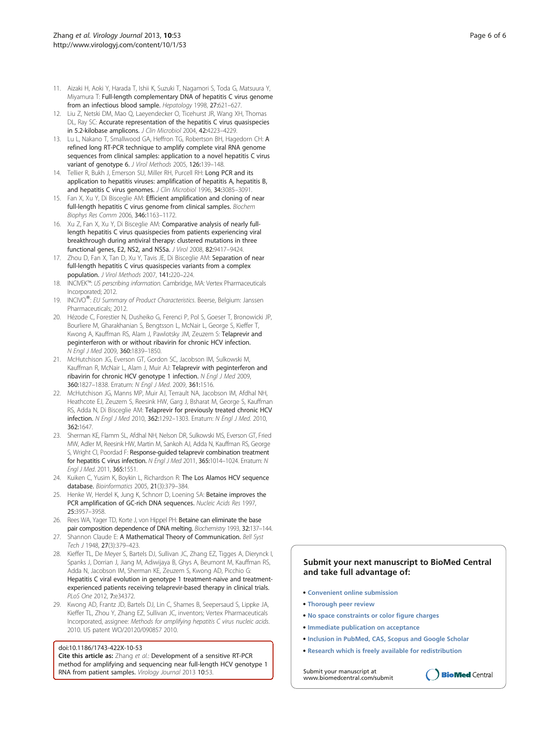11. Aizaki H, Aoki Y, Harada T, Ishii K, Suzuki T, Nagamori S, Toda G, Matsuura Y, Miyamura T: **Full-length complementary DNA of hepatitis C virus genome from an infectious blood sample.** *Hepatology* 1998, **27**:621–627.
12. Liu Z, Netski DM, Mao Q, Laeyendecker O, Ticehurst JR, Wang XH, Thomas DL, Ray SC: **Accurate representation of the hepatitis C virus quasispecies in 5.2-kilobase amplicons.** *J Clin Microbiol* 2004, **42**:4223–4229.
13. Lu L, Nakano T, Smallwood GA, Heffron TG, Robertson BH, Hagedorn CH: **A refined long RT-PCR technique to amplify complete viral RNA genome sequences from clinical samples: application to a novel hepatitis C virus variant of genotype 6.** *J Virol Methods* 2005, **126**:139–148.
14. Tellier R, Bukh J, Emerson SU, Miller RH, Purcell RH: **Long PCR and its application to hepatitis viruses: amplification of hepatitis A, hepatitis B, and hepatitis C virus genomes.** *J Clin Microbiol* 1996, **34**:3085–3091.
15. Fan X, Xu Y, Di Bisceglie AM: **Efficient amplification and cloning of near full-length hepatitis C virus genome from clinical samples.** *Biochem Biophys Res Comm* 2006, **346**:1163–1172.
16. Xu Z, Fan X, Xu Y, Di Bisceglie AM: **Comparative analysis of nearly full-length hepatitis C virus quasispecies from patients experiencing viral breakthrough during antiviral therapy: clustered mutations in three functional genes, E2, NS2, and NS5a.** *J Virol* 2008, **82**:9417–9424.
17. Zhou D, Fan X, Tan D, Xu Y, Tavis JE, Di Bisceglie AM: **Separation of near full-length hepatitis C virus quasispecies variants from a complex population.** *J Virol Methods* 2007, **141**:220–224.
18. INCIVEK™: *US perscribing information.* Cambridge, MA: Vertex Pharmaceuticals Incorporated; 2012.
19. INCIVO®: *EU Summary of Product Characteristics.* Beerse, Belgium: Janssen Pharmaceuticals; 2012.
20. Hézode C, Forestier N, Dusheiko G, Ferenci P, Pol S, Goeser T, Bronowicki JP, Bourliere M, Gharakhanian S, Bengtsson L, McNair L, George S, Kieffer T, Kwong A, Kauffman RS, Alam J, Pawlotsky JM, Zeuzem S: **Telaprevir and peginterferon with or without ribavirin for chronic HCV infection.** *N Engl J Med* 2009, **360**:1839–1850.
21. McHutchison JG, Everson GT, Gordon SC, Jacobson IM, Sulkowski M, Kauffman R, McNair L, Alam J, Muir AJ: **Telaprevir with peginterferon and ribavirin for chronic HCV genotype 1 infection.** *N Engl J Med* 2009, **360**:1827–1838. Erratum: *N Engl J Med.* 2009, **361**:1516.
22. McHutchison JG, Manns MP, Muir AJ, Terrault NA, Jacobson IM, Afdhal NH, Heathcote EJ, Zeuzem S, Reesink HW, Garg J, Bsharat M, George S, Kauffman RS, Adda N, Di Bisceglie AM: **Telaprevir for previously treated chronic HCV infection.** *N Engl J Med* 2010, **362**:1292–1303. Erratum: *N Engl J Med.* 2010, **362**:1647.
23. Sherman KE, Flamm SL, Afdhal NH, Nelson DR, Sulkowski MS, Everson GT, Fried MW, Adler M, Reesink HW, Martin M, Sankoh AJ, Adda N, Kauffman RS, George S, Wright CI, Poordad F: **Response-guided telaprevir combination treatment for hepatitis C virus infection.** *N Engl J Med* 2011, **365**:1014–1024. Erratum: *N Engl J Med.* 2011, **365**:1551.
24. Kuiken C, Yusim K, Boykin L, Richardson R: **The Los Alamos HCV sequence database.** *Bioinformatics* 2005, **21**(3):379–384.
25. Henke W, Herdel K, Jung K, Schnorr D, Loening SA: **Betaine improves the PCR amplification of GC-rich DNA sequences.** *Nucleic Acids Res* 1997, **25**:3957–3958.
26. Rees WA, Yager TD, Korte J, von Hippel PH: **Betaine can eliminate the base pair composition dependence of DNA melting.** *Biochemistry* 1993, **32**:137–144.
27. Shannon Claude E: **A Mathematical Theory of Communication.** *Bell Syst Tech J* 1948, **27**(3):379–423.
28. Kieffer TL, De Meyer S, Bartels DJ, Sullivan JC, Zhang EZ, Tigges A, Dierynck I, Spanks J, Dorrian J, Jiang M, Adiwijaya B, Ghys A, Beumont M, Kauffman RS, Adda N, Jacobson IM, Sherman KE, Zeuzem S, Kwong AD, Picchio G: **Hepatitis C viral evolution in genotype 1 treatment-naive and treatment-experienced patients receiving telaprevir-based therapy in clinical trials.** *PLoS One* 2012, **7**:e34372.
29. Kwong AD, Frantz JD, Bartels DJ, Lin C, Shames B, Seepersaud S, Lippke JA, Kieffer TL, Zhou Y, Zhang EZ, Sullivan JC, inventors; Vertex Pharmaceuticals Incorporated, assignee: *Methods for amplifying hepatitis C virus nucleic acids.* 2010. US patent WO/20120/090857 2010.

doi:10.1186/1743-422X-10-53

**Cite this article as:** Zhang *et al.*: Development of a sensitive RT-PCR method for amplifying and sequencing near full-length HCV genotype 1 RNA from patient samples. *Virology Journal* 2013 **10**:53.

**Submit your next manuscript to BioMed Central and take full advantage of:**

- **Convenient online submission**
- **Thorough peer review**
- **No space constraints or color figure charges**
- **Immediate publication on acceptance**
- **Inclusion in PubMed, CAS, Scopus and Google Scholar**
- **Research which is freely available for redistribution**

Submit your manuscript at
www.biomedcentral.com/submit

BioMed Central